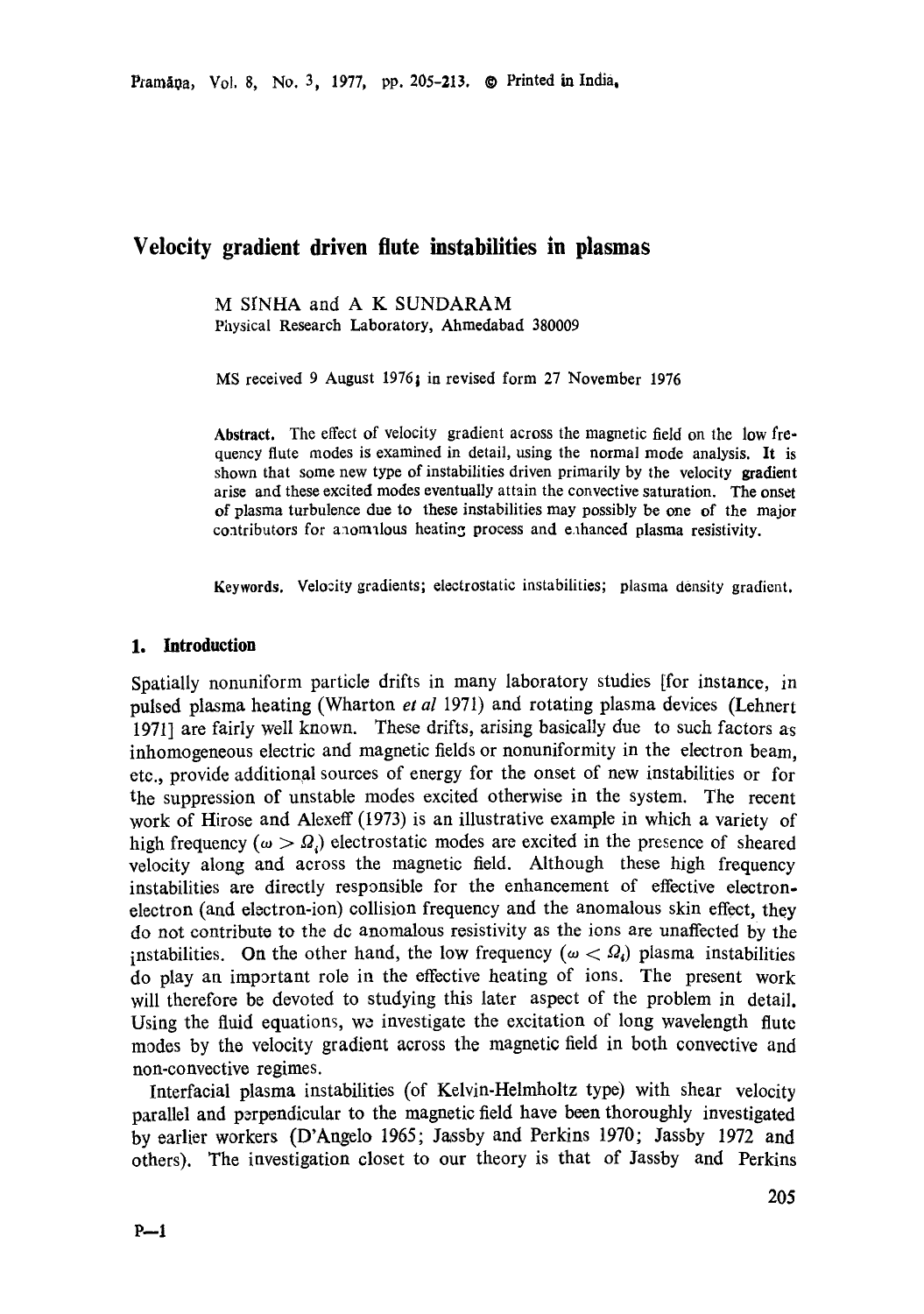# Velocity gradient driven flute instabilities in plasmas

M SINHA and A K SUNDARAM
Physical Research Laboratory, Ahmedabad 380009

MS received 9 August 1976; in revised form 27 November 1976

**Abstract.** The effect of velocity gradient across the magnetic field on the low frequency flute modes is examined in detail, using the normal mode analysis. It is shown that some new type of instabilities driven primarily by the velocity gradient arise and these excited modes eventually attain the convective saturation. The onset of plasma turbulence due to these instabilities may possibly be one of the major contributors for anomalous heating process and enhanced plasma resistivity.

**Keywords.** Velocity gradients; electrostatic instabilities; plasma density gradient.

## 1. Introduction

Spatially nonuniform particle drifts in many laboratory studies [for instance, in pulsed plasma heating (Wharton *et al* 1971) and rotating plasma devices (Lehnert 1971] are fairly well known. These drifts, arising basically due to such factors as inhomogeneous electric and magnetic fields or nonuniformity in the electron beam, etc., provide additional sources of energy for the onset of new instabilities or for the suppression of unstable modes excited otherwise in the system. The recent work of Hirose and Alexeff (1973) is an illustrative example in which a variety of high frequency ($\omega > \Omega_i$) electrostatic modes are excited in the presence of sheared velocity along and across the magnetic field. Although these high frequency instabilities are directly responsible for the enhancement of effective electron-electron (and electron-ion) collision frequency and the anomalous skin effect, they do not contribute to the dc anomalous resistivity as the ions are unaffected by the instabilities. On the other hand, the low frequency ($\omega < \Omega_i$) plasma instabilities do play an important role in the effective heating of ions. The present work will therefore be devoted to studying this later aspect of the problem in detail. Using the fluid equations, we investigate the excitation of long wavelength flute modes by the velocity gradient across the magnetic field in both convective and non-convective regimes.

Interfacial plasma instabilities (of Kelvin-Helmholtz type) with shear velocity parallel and perpendicular to the magnetic field have been thoroughly investigated by earlier workers (D'Angelo 1965; Jassby and Perkins 1970; Jassby 1972 and others). The investigation closet to our theory is that of Jassby and Perkins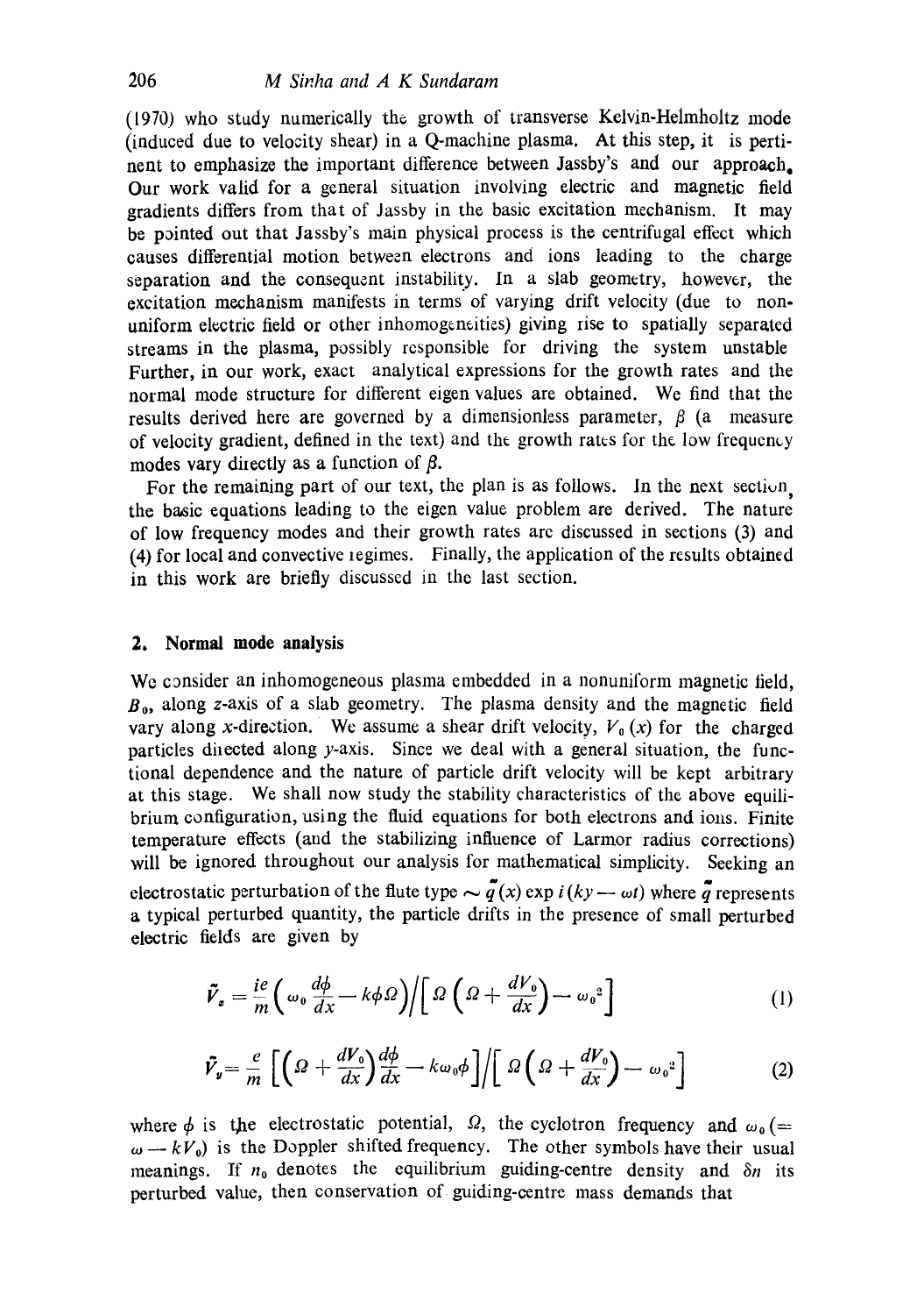(1970) who study numerically the growth of transverse Kelvin-Helmholtz mode (induced due to velocity shear) in a Q-machine plasma. At this step, it is pertinent to emphasize the important difference between Jassby's and our approach. Our work valid for a general situation involving electric and magnetic field gradients differs from that of Jassby in the basic excitation mechanism. It may be pointed out that Jassby's main physical process is the centrifugal effect which causes differential motion between electrons and ions leading to the charge separation and the consequent instability. In a slab geometry, however, the excitation mechanism manifests in terms of varying drift velocity (due to non-uniform electric field or other inhomogeneities) giving rise to spatially separated streams in the plasma, possibly responsible for driving the system unstable Further, in our work, exact analytical expressions for the growth rates and the normal mode structure for different eigen values are obtained. We find that the results derived here are governed by a dimensionless parameter, $\beta$ (a measure of velocity gradient, defined in the text) and the growth rates for the low frequency modes vary directly as a function of $\beta$.

For the remaining part of our text, the plan is as follows. In the next section, the basic equations leading to the eigen value problem are derived. The nature of low frequency modes and their growth rates are discussed in sections (3) and (4) for local and convective regimes. Finally, the application of the results obtained in this work are briefly discussed in the last section.

## 2. Normal mode analysis

We consider an inhomogeneous plasma embedded in a nonuniform magnetic field, $B_0$, along $z$-axis of a slab geometry. The plasma density and the magnetic field vary along $x$-direction. We assume a shear drift velocity, $V_0(x)$ for the charged particles directed along $y$-axis. Since we deal with a general situation, the functional dependence and the nature of particle drift velocity will be kept arbitrary at this stage. We shall now study the stability characteristics of the above equilibrium configuration, using the fluid equations for both electrons and ions. Finite temperature effects (and the stabilizing influence of Larmor radius corrections) will be ignored throughout our analysis for mathematical simplicity. Seeking an electrostatic perturbation of the flute type $\sim \tilde{q}(x) \exp i(ky - \omega t)$ where $\tilde{q}$ represents a typical perturbed quantity, the particle drifts in the presence of small perturbed electric fields are given by

$$\tilde{V}_x = \frac{ie}{m}\left(\omega_0 \frac{d\phi}{dx} - k\phi\Omega\right) \Big/ \left[\Omega\left(\Omega + \frac{dV_0}{dx}\right) - \omega_0^2\right] \tag{1}$$

$$\tilde{V}_y = \frac{e}{m}\left[\left(\Omega + \frac{dV_0}{dx}\right)\frac{d\phi}{dx} - k\omega_0\phi\right] \Big/ \left[\Omega\left(\Omega + \frac{dV_0}{dx}\right) - \omega_0^2\right] \tag{2}$$

where $\phi$ is the electrostatic potential, $\Omega$, the cyclotron frequency and $\omega_0$ ($= \omega - kV_0$) is the Doppler shifted frequency. The other symbols have their usual meanings. If $n_0$ denotes the equilibrium guiding-centre density and $\delta n$ its perturbed value, then conservation of guiding-centre mass demands that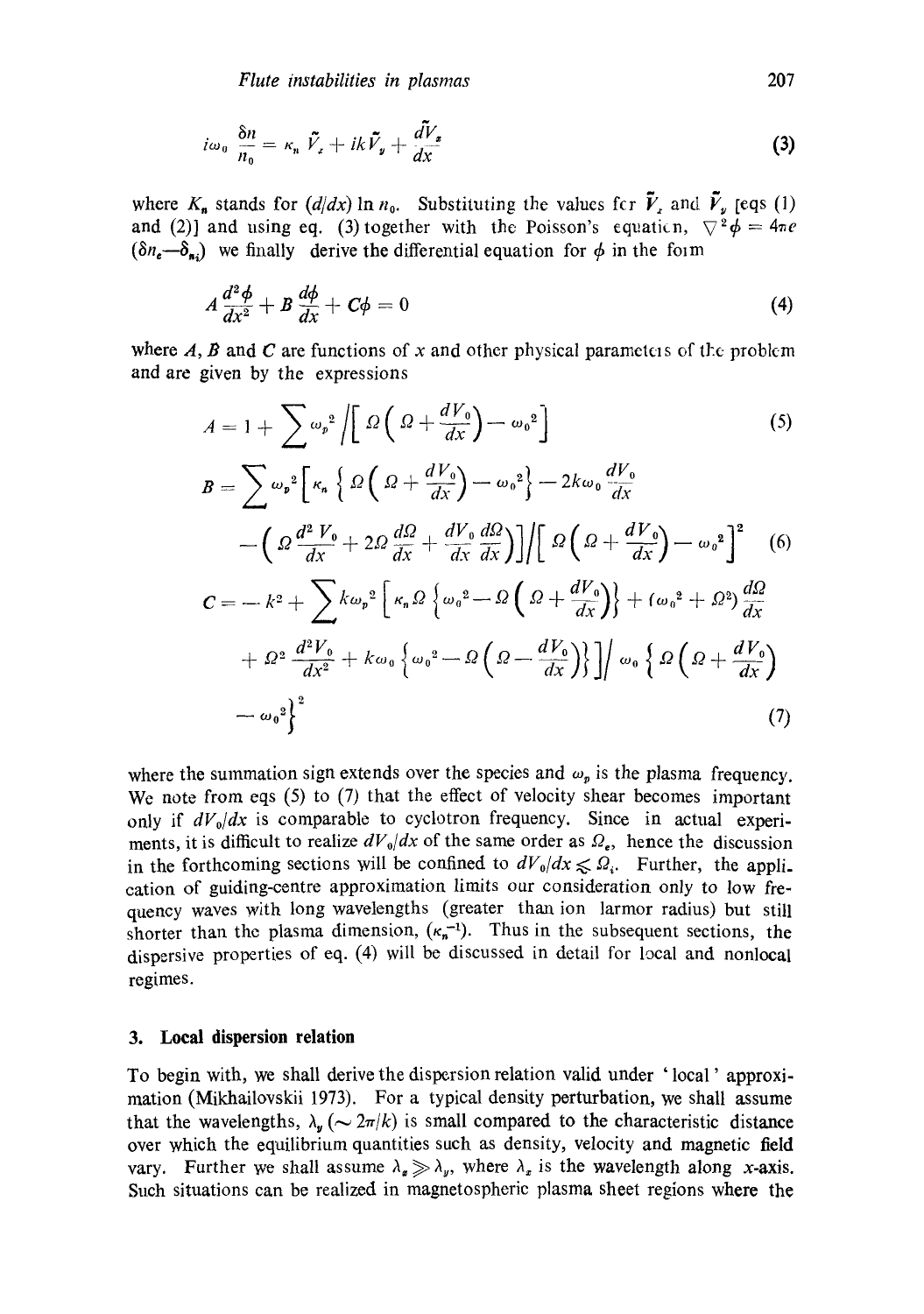$$i\omega_0 \frac{\delta n}{n_0} = \kappa_n \tilde{V}_x + ik\tilde{V}_y + \frac{d\tilde{V}_x}{dx} \tag{3}$$

where $K_n$ stands for $(d/dx) \ln n_0$. Substituting the values for $\tilde{V}_x$ and $\tilde{V}_y$ [eqs (1) and (2)] and using eq. (3) together with the Poisson's equation, $\nabla^2\phi = 4\pi e(\delta n_e - \delta_{ni})$ we finally derive the differential equation for $\phi$ in the form

$$A\frac{d^2\phi}{dx^2} + B\frac{d\phi}{dx} + C\phi = 0 \tag{4}$$

where $A$, $B$ and $C$ are functions of $x$ and other physical parameters of the problem and are given by the expressions

$$A = 1 + \sum \omega_p^2 \Big/ \left[\Omega\left(\Omega + \frac{dV_0}{dx}\right) - \omega_0^2\right] \tag{5}$$

$$B = \sum \omega_p^2 \left[\kappa_n \left\{\Omega\left(\Omega + \frac{dV_0}{dx}\right) - \omega_0^2\right\} - 2k\omega_0 \frac{dV_0}{dx} - \left(\Omega\frac{d^2V_0}{dx} + 2\Omega\frac{d\Omega}{dx} + \frac{dV_0}{dx}\frac{d\Omega}{dx}\right)\right] \Big/ \left[\Omega\left(\Omega + \frac{dV_0}{dx}\right) - \omega_0^2\right]^2 \tag{6}$$

$$C = -k^2 + \sum k\omega_p^2 \left[\kappa_n \Omega\left\{\omega_0^2 - \Omega\left(\Omega + \frac{dV_0}{dx}\right)\right\} + (\omega_0^2 + \Omega^2)\frac{d\Omega}{dx} + \Omega^2\frac{d^2V_0}{dx^2} + k\omega_0\left\{\omega_0^2 - \Omega\left(\Omega - \frac{dV_0}{dx}\right)\right\}\right] \Big/ \omega_0\left\{\Omega\left(\Omega + \frac{dV_0}{dx}\right) - \omega_0^2\right\}^2 \tag{7}$$

where the summation sign extends over the species and $\omega_p$ is the plasma frequency. We note from eqs (5) to (7) that the effect of velocity shear becomes important only if $dV_0/dx$ is comparable to cyclotron frequency. Since in actual experiments, it is difficult to realize $dV_0/dx$ of the same order as $\Omega_e$, hence the discussion in the forthcoming sections will be confined to $dV_0/dx \lesssim \Omega_i$. Further, the application of guiding-centre approximation limits our consideration only to low frequency waves with long wavelengths (greater than ion larmor radius) but still shorter than the plasma dimension, $(\kappa_n^{-1})$. Thus in the subsequent sections, the dispersive properties of eq. (4) will be discussed in detail for local and nonlocal regimes.

## 3. Local dispersion relation

To begin with, we shall derive the dispersion relation valid under 'local' approximation (Mikhailovskii 1973). For a typical density perturbation, we shall assume that the wavelengths, $\lambda_y$ $(\sim 2\pi/k)$ is small compared to the characteristic distance over which the equilibrium quantities such as density, velocity and magnetic field vary. Further we shall assume $\lambda_x \gg \lambda_y$, where $\lambda_x$ is the wavelength along $x$-axis. Such situations can be realized in magnetospheric plasma sheet regions where the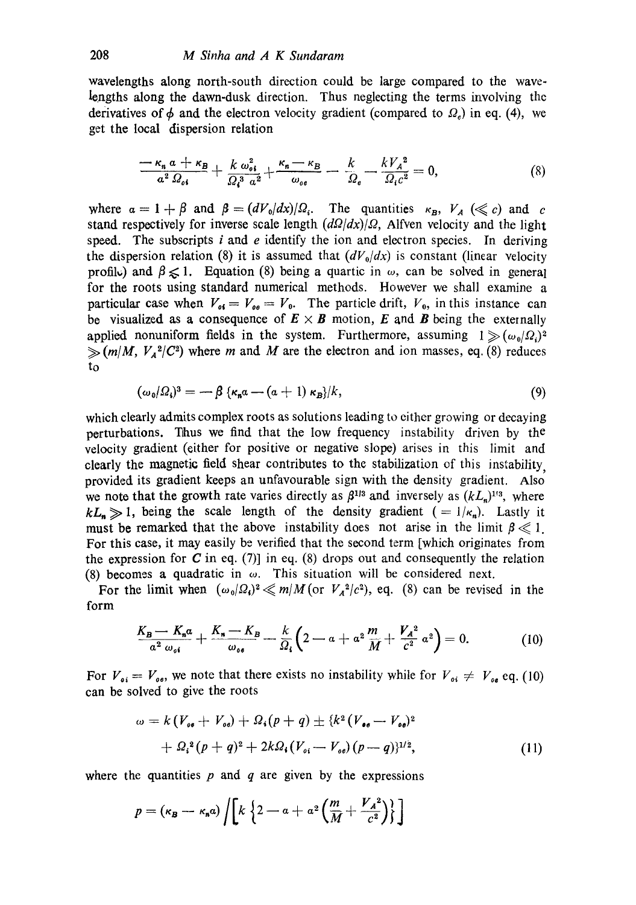wavelengths along north-south direction could be large compared to the wavelengths along the dawn-dusk direction. Thus neglecting the terms involving the derivatives of $\phi$ and the electron velocity gradient (compared to $\Omega_e$) in eq. (4), we get the local dispersion relation

$$\frac{-\kappa_n \alpha + \kappa_B}{a^2 \Omega_{oi}} + \frac{k\,\omega_{oi}^2}{\Omega_i^3\, a^2} + \frac{\kappa_n - \kappa_B}{\omega_{oe}} - \frac{k}{\Omega_e} - \frac{k V_A^2}{\Omega_i c^2} = 0, \tag{8}$$

where $a = 1 + \beta$ and $\beta = (dV_0/dx)/\Omega_i$. The quantities $\kappa_B$, $V_A$ ($\ll c$) and $c$ stand respectively for inverse scale length $(d\Omega/dx)/\Omega$, Alfven velocity and the light speed. The subscripts $i$ and $e$ identify the ion and electron species. In deriving the dispersion relation (8) it is assumed that $(dV_0/dx)$ is constant (linear velocity profile) and $\beta \lesssim 1$. Equation (8) being a quartic in $\omega$, can be solved in general for the roots using standard numerical methods. However we shall examine a particular case when $V_{oi} = V_{oe} = V_0$. The particle drift, $V_0$, in this instance can be visualized as a consequence of $\boldsymbol{E} \times \boldsymbol{B}$ motion, $\boldsymbol{E}$ and $\boldsymbol{B}$ being the externally applied nonuniform fields in the system. Furthermore, assuming $1 \gg (\omega_0/\Omega_i)^2 \gg (m/M,\ V_A^2/C^2)$ where $m$ and $M$ are the electron and ion masses, eq. (8) reduces to

$$(\omega_0/\Omega_i)^3 = -\beta\,\{\kappa_n a - (a+1)\,\kappa_B\}/k, \tag{9}$$

which clearly admits complex roots as solutions leading to either growing or decaying perturbations. Thus we find that the low frequency instability driven by the velocity gradient (either for positive or negative slope) arises in this limit and clearly the magnetic field shear contributes to the stabilization of this instability, provided its gradient keeps an unfavourable sign with the density gradient. Also we note that the growth rate varies directly as $\beta^{1/3}$ and inversely as $(kL_n)^{1/3}$, where $kL_n \gg 1$, being the scale length of the density gradient ($= 1/\kappa_n$). Lastly it must be remarked that the above instability does not arise in the limit $\beta \ll 1$. For this case, it may easily be verified that the second term [which originates from the expression for $C$ in eq. (7)] in eq. (8) drops out and consequently the relation (8) becomes a quadratic in $\omega$. This situation will be considered next.

For the limit when $(\omega_0/\Omega_i)^2 \ll m/M$ (or $V_A^2/c^2$), eq. (8) can be revised in the form

$$\frac{K_B - K_n a}{a^2\,\omega_{oi}} + \frac{K_n - K_B}{\omega_{oe}} - \frac{k}{\Omega_i}\left(2 - a + a^2 \frac{m}{M} + \frac{V_A^2}{c^2}\,a^2\right) = 0. \tag{10}$$

For $V_{oi} = V_{oe}$, we note that there exists no instability while for $V_{oi} \neq V_{oe}$ eq. (10) can be solved to give the roots

$$\omega = k\,(V_{oe} + V_{oe}) + \Omega_i (p + q) \pm \{k^2 (V_{oe} - V_{oe})^2 + \Omega_i^2 (p+q)^2 + 2k\Omega_i (V_{oi} - V_{oe})(p - q)\}^{1/2}, \tag{11}$$

where the quantities $p$ and $q$ are given by the expressions

$$p = (\kappa_B - \kappa_n a) \Big/ \left[k\left\{2 - a + a^2\left(\frac{m}{M} + \frac{V_A^2}{c^2}\right)\right\}\right]$$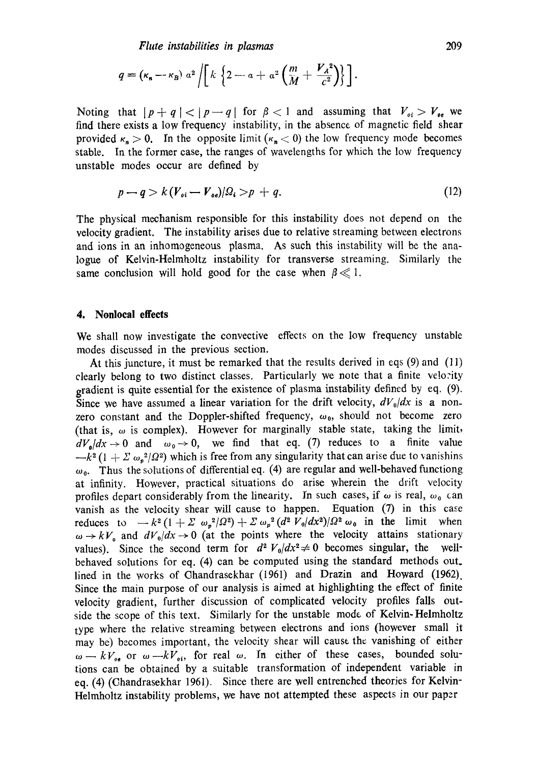$$q = (\kappa_n - \kappa_B)\, a^2 \Big/ \left[ k \left\{ 2 - a + a^2 \left( \frac{m}{M} + \frac{V_A{}^2}{c^2} \right) \right\} \right].$$

Noting that $|p+q| < |p-q|$ for $\beta < 1$ and assuming that $V_{oi} > V_{oe}$ we find there exists a low frequency instability, in the absence of magnetic field shear provided $\kappa_n > 0$. In the opposite limit ($\kappa_n < 0$) the low frequency mode becomes stable. In the former case, the ranges of wavelengths for which the low frequency unstable modes occur are defined by

$$p - q > k\,(V_{oi} - V_{oe})/\Omega_i > p + q. \tag{12}$$

The physical mechanism responsible for this instability does not depend on the velocity gradient. The instability arises due to relative streaming between electrons and ions in an inhomogeneous plasma. As such this instability will be the analogue of Kelvin-Helmholtz instability for transverse streaming. Similarly the same conclusion will hold good for the case when $\beta \ll 1$.

## 4. Nonlocal effects

We shall now investigate the convective effects on the low frequency unstable modes discussed in the previous section.

At this juncture, it must be remarked that the results derived in eqs (9) and (11) clearly belong to two distinct classes. Particularly we note that a finite velocity gradient is quite essential for the existence of plasma instability defined by eq. (9). Since we have assumed a linear variation for the drift velocity, $dV_0/dx$ is a non-zero constant and the Doppler-shifted frequency, $\omega_0$, should not become zero (that is, $\omega$ is complex). However for marginally stable state, taking the limit, $dV_0/dx \to 0$ and $\omega_0 \to 0$, we find that eq. (7) reduces to a finite value $-k^2\,(1 + \Sigma\, \omega_p{}^2/\Omega^2)$ which is free from any singularity that can arise due to vanishins $\omega_0$. Thus the solutions of differential eq. (4) are regular and well-behaved functiong at infinity. However, practical situations do arise wherein the drift velocity profiles depart considerably from the linearity. In such cases, if $\omega$ is real, $\omega_0$ can vanish as the velocity shear will cause to happen. Equation (7) in this case reduces to $-k^2\,(1 + \Sigma\, \omega_p{}^2/\Omega^2) + \Sigma\, \omega_p{}^2\,(d^2 V_0/dx^2)/\Omega^2\, \omega_0$ in the limit when $\omega \to kV_0$ and $dV_0/dx \to 0$ (at the points where the velocity attains stationary values). Since the second term for $d^2 V_0/dx^2 \neq 0$ becomes singular, the well-behaved solutions for eq. (4) can be computed using the standard methods outlined in the works of Chandrasekhar (1961) and Drazin and Howard (1962). Since the main purpose of our analysis is aimed at highlighting the effect of finite velocity gradient, further discussion of complicated velocity profiles falls outside the scope of this text. Similarly for the unstable mode of Kelvin-Helmholtz type where the relative streaming between electrons and ions (however small it may be) becomes important, the velocity shear will cause the vanishing of either $\omega - kV_{oe}$ or $\omega - kV_{oi}$, for real $\omega$. In either of these cases, bounded solutions can be obtained by a suitable transformation of independent variable in eq. (4) (Chandrasekhar 1961). Since there are well entrenched theories for Kelvin-Helmholtz instability problems, we have not attempted these aspects in our paper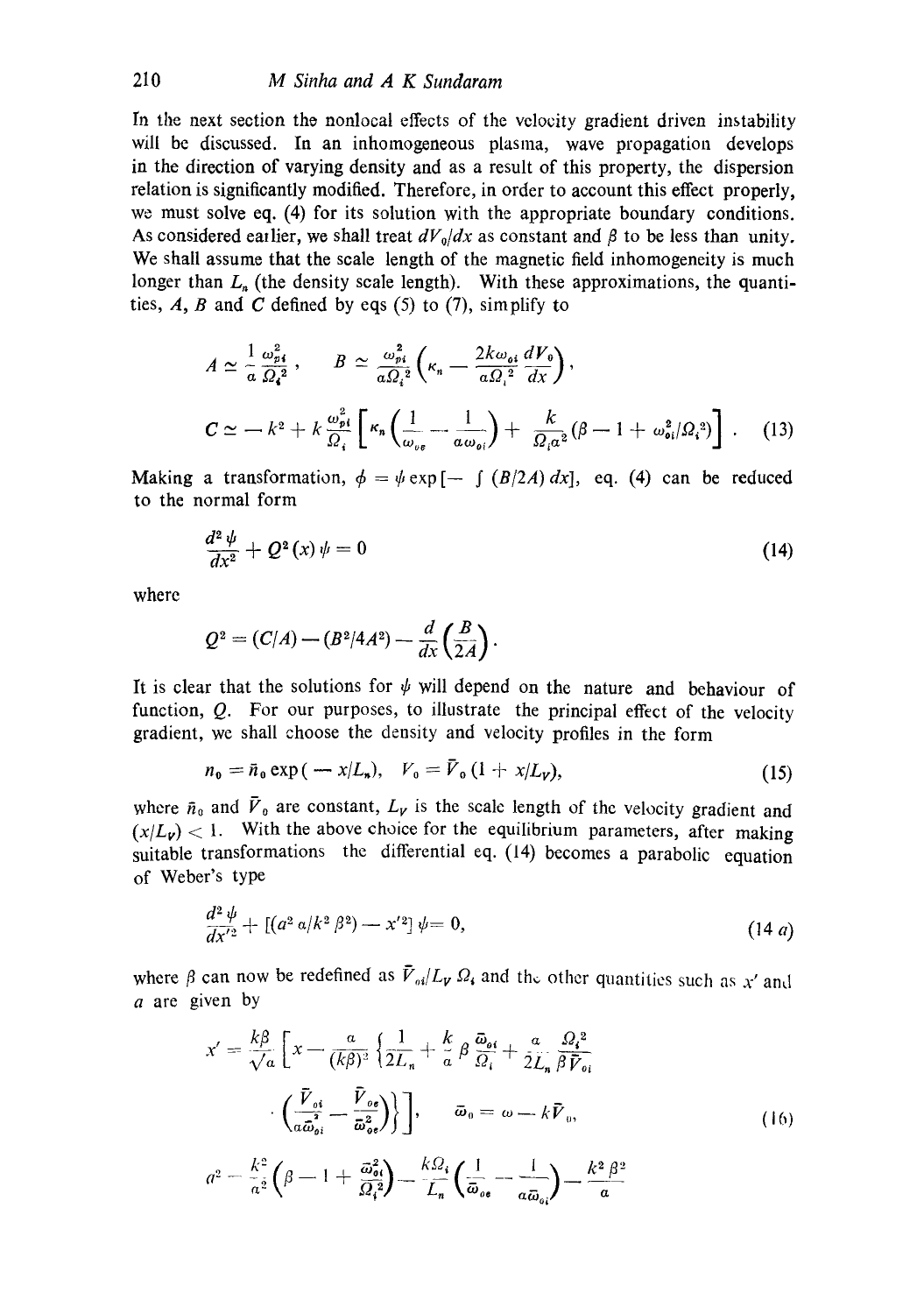In the next section the nonlocal effects of the velocity gradient driven instability will be discussed. In an inhomogeneous plasma, wave propagation develops in the direction of varying density and as a result of this property, the dispersion relation is significantly modified. Therefore, in order to account this effect properly, we must solve eq. (4) for its solution with the appropriate boundary conditions. As considered earlier, we shall treat $dV_0/dx$ as constant and $\beta$ to be less than unity. We shall assume that the scale length of the magnetic field inhomogeneity is much longer than $L_n$ (the density scale length). With these approximations, the quantities, $A$, $B$ and $C$ defined by eqs (5) to (7), simplify to

$$A \simeq \frac{1}{a}\frac{\omega_{pi}^2}{\Omega_i^2}, \qquad B \simeq \frac{\omega_{pi}^2}{a\Omega_i^2}\left(\kappa_n - \frac{2k\omega_{oi}}{a\Omega_i^2}\frac{dV_0}{dx}\right),$$

$$C \simeq -k^2 + k\frac{\omega_{pi}^2}{\Omega_i}\left[\kappa_n\left(\frac{1}{\omega_{oe}} - \frac{1}{a\omega_{oi}}\right) + \frac{k}{\Omega_i a^2}(\beta - 1 + \omega_{oi}^2/\Omega_i^2)\right]. \qquad (13)$$

Making a transformation, $\phi = \psi \exp[-\int (B/2A)\,dx]$, eq. (4) can be reduced to the normal form

$$\frac{d^2\psi}{dx^2} + Q^2(x)\psi = 0 \qquad (14)$$

where

$$Q^2 = (C/A) - (B^2/4A^2) - \frac{d}{dx}\left(\frac{B}{2A}\right).$$

It is clear that the solutions for $\psi$ will depend on the nature and behaviour of function, $Q$. For our purposes, to illustrate the principal effect of the velocity gradient, we shall choose the density and velocity profiles in the form

$$n_0 = \bar{n}_0 \exp(-x/L_n), \quad V_0 = \bar{V}_0(1 + x/L_V), \qquad (15)$$

where $\bar{n}_0$ and $\bar{V}_0$ are constant, $L_V$ is the scale length of the velocity gradient and $(x/L_V) < 1$. With the above choice for the equilibrium parameters, after making suitable transformations the differential eq. (14) becomes a parabolic equation of Weber's type

$$\frac{d^2\psi}{dx'^2} + [(a^2 a/k^2\beta^2) - x'^2]\psi = 0, \qquad (14\,a)$$

where $\beta$ can now be redefined as $\bar{V}_{oi}/L_V\,\Omega_i$ and the other quantities such as $x'$ and $a$ are given by

$$x' = \frac{k\beta}{\sqrt{a}}\left[x - \frac{a}{(k\beta)^2}\left\{\frac{1}{2L_n} + \frac{k}{a}\beta\frac{\bar{\omega}_{oi}}{\Omega_i} + \frac{a}{2L_n}\frac{\Omega_i^2}{\beta\bar{V}_{oi}}\right.\right.$$
$$\left.\left.\cdot\left(\frac{\bar{V}_{oi}}{a\bar{\omega}_{oi}^2} - \frac{\bar{V}_{oe}}{\bar{\omega}_{oe}^2}\right)\right\}\right], \qquad \bar{\omega}_0 = \omega - k\bar{V}_0, \qquad (16)$$

$$a^2 = \frac{k^2}{a^2}\left(\beta - 1 + \frac{\bar{\omega}_{oi}^2}{\Omega_i^2}\right) - \frac{k\Omega_i}{L_n}\left(\frac{1}{\bar{\omega}_{oe}} - \frac{1}{a\bar{\omega}_{oi}}\right) - \frac{k^2\beta^2}{a}$$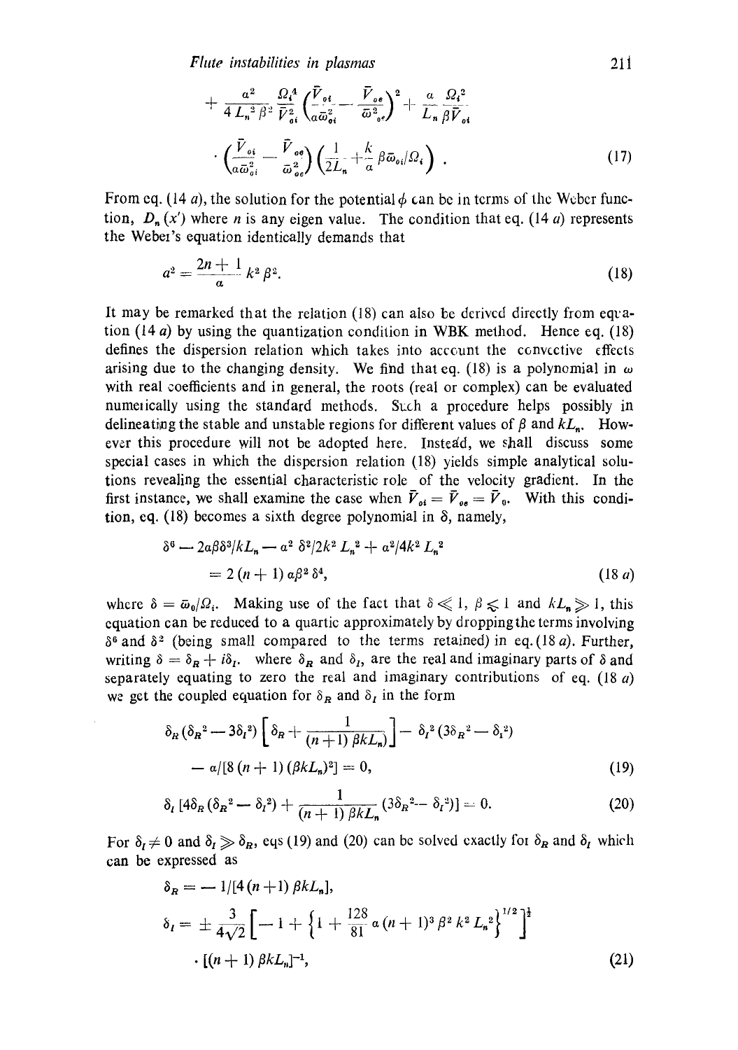$$+ \frac{a^2}{4L_n^2 \beta^2} \frac{\Omega_i^4}{\bar{V}_{oi}^2} \left( \frac{\bar{V}_{oi}}{a\bar{\omega}_{oi}^2} - \frac{\bar{V}_{oe}}{\bar{\omega}_{oe}^2} \right)^2 + \frac{a}{L_n} \frac{\Omega_i^2}{\beta \bar{V}_{oi}}$$

$$\cdot \left( \frac{\bar{V}_{oi}}{a\bar{\omega}_{oi}^2} - \frac{\bar{V}_{oe}}{\bar{\omega}_{oe}^2} \right) \left( \frac{1}{2L_n} + \frac{k}{a} \beta \bar{\omega}_{oi}/\Omega_i \right) . \tag{17}$$

From eq. (14 *a*), the solution for the potential $\phi$ can be in terms of the Weber function, $D_n(x')$ where $n$ is any eigen value. The condition that eq. (14 *a*) represents the Weber's equation identically demands that

$$a^2 = \frac{2n+1}{a} k^2 \beta^2. \tag{18}$$

It may be remarked that the relation (18) can also be derived directly from equation (14 *a*) by using the quantization condition in WBK method. Hence eq. (18) defines the dispersion relation which takes into account the convective effects arising due to the changing density. We find that eq. (18) is a polynomial in $\omega$ with real coefficients and in general, the roots (real or complex) can be evaluated numerically using the standard methods. Such a procedure helps possibly in delineating the stable and unstable regions for different values of $\beta$ and $kL_n$. However this procedure will not be adopted here. Instead, we shall discuss some special cases in which the dispersion relation (18) yields simple analytical solutions revealing the essential characteristic role of the velocity gradient. In the first instance, we shall examine the case when $\bar{V}_{oi} = \bar{V}_{oe} = \bar{V}_0$. With this condition, eq. (18) becomes a sixth degree polynomial in $\delta$, namely,

$$\delta^6 - 2a\beta\delta^3/kL_n - a^2\,\delta^2/2k^2 L_n^2 + a^2/4k^2 L_n^2$$
$$= 2(n+1)\,a\beta^2\,\delta^4, \tag{18 a}$$

where $\delta = \bar{\omega}_0/\Omega_i$. Making use of the fact that $\delta \ll 1$, $\beta \lessapprox 1$ and $kL_n \gg 1$, this equation can be reduced to a quartic approximately by dropping the terms involving $\delta^6$ and $\delta^2$ (being small compared to the terms retained) in eq. (18 *a*). Further, writing $\delta = \delta_R + i\delta_I$. where $\delta_R$ and $\delta_I$, are the real and imaginary parts of $\delta$ and separately equating to zero the real and imaginary contributions of eq. (18 *a*) we get the coupled equation for $\delta_R$ and $\delta_I$ in the form

$$\delta_R(\delta_R^2 - 3\delta_I^2)\left[\delta_R + \frac{1}{(n+1)\beta kL_n}\right] - \delta_I^2(3\delta_R^2 - \delta_I^2)$$
$$- a/[8(n+1)(\beta kL_n)^2] = 0, \tag{19}$$

$$\delta_I\left[4\delta_R(\delta_R^2 - \delta_I^2) + \frac{1}{(n+1)\beta kL_n}(3\delta_R^2 - \delta_I^2)\right] = 0. \tag{20}$$

For $\delta_I \neq 0$ and $\delta_I \gg \delta_R$, eqs (19) and (20) can be solved exactly for $\delta_R$ and $\delta_I$ which can be expressed as

$$\delta_R = -1/[4(n+1)\beta kL_n],$$

$$\delta_I = \pm \frac{3}{4\sqrt{2}}\left[-1 + \left\{1 + \frac{128}{81}a(n+1)^3\beta^2 k^2 L_n^2\right\}^{1/2}\right]^{\frac{1}{2}}$$
$$\cdot [(n+1)\beta kL_n]^{-1}, \tag{21}$$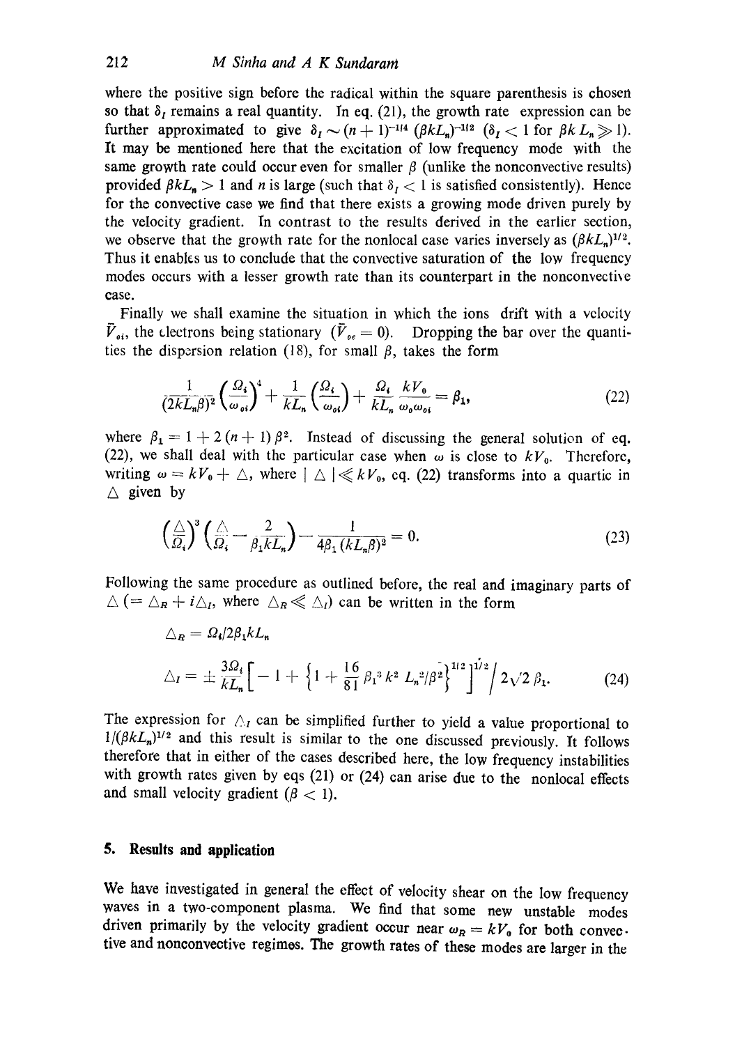where the positive sign before the radical within the square parenthesis is chosen so that $\delta_I$ remains a real quantity. In eq. (21), the growth rate expression can be further approximated to give $\delta_I \sim (n+1)^{-1/4} (\beta k L_n)^{-1/2}$ ($\delta_I < 1$ for $\beta k L_n \gg 1$). It may be mentioned here that the excitation of low frequency mode with the same growth rate could occur even for smaller $\beta$ (unlike the nonconvective results) provided $\beta k L_n > 1$ and $n$ is large (such that $\delta_I < 1$ is satisfied consistently). Hence for the convective case we find that there exists a growing mode driven purely by the velocity gradient. In contrast to the results derived in the earlier section, we observe that the growth rate for the nonlocal case varies inversely as $(\beta k L_n)^{1/2}$. Thus it enables us to conclude that the convective saturation of the low frequency modes occurs with a lesser growth rate than its counterpart in the nonconvective case.

Finally we shall examine the situation in which the ions drift with a velocity $\bar{V}_{oi}$, the electrons being stationary ($\bar{V}_{oe} = 0$). Dropping the bar over the quantities the dispersion relation (18), for small $\beta$, takes the form

$$\frac{1}{(2kL_n\beta)^2}\left(\frac{\Omega_i}{\omega_{oi}}\right)^4 + \frac{1}{kL_n}\left(\frac{\Omega_i}{\omega_{oi}}\right) + \frac{\Omega_i}{kL_n}\frac{kV_0}{\omega_0\omega_{oi}} = \beta_1, \tag{22}$$

where $\beta_1 = 1 + 2(n+1)\beta^2$. Instead of discussing the general solution of eq. (22), we shall deal with the particular case when $\omega$ is close to $kV_0$. Therefore, writing $\omega = kV_0 + \triangle$, where $|\triangle| \ll kV_0$, eq. (22) transforms into a quartic in $\triangle$ given by

$$\left(\frac{\triangle}{\Omega_i}\right)^3\left(\frac{\triangle}{\Omega_i} - \frac{2}{\beta_1 kL_n}\right) - \frac{1}{4\beta_1 (kL_n\beta)^2} = 0. \tag{23}$$

Following the same procedure as outlined before, the real and imaginary parts of $\triangle$ ($= \triangle_R + i\triangle_I$, where $\triangle_R \ll \triangle_I$) can be written in the form

$$\triangle_R = \Omega_i / 2\beta_1 kL_n$$

$$\triangle_I = \pm \frac{3\Omega_i}{kL_n}\left[-1 + \left\{1 + \frac{16}{81}\beta_1^3 k^2 L_n^2/\beta^2\right\}^{1/2}\right]^{1/2} \Big/ 2\sqrt{2}\,\beta_1. \tag{24}$$

The expression for $\triangle_I$ can be simplified further to yield a value proportional to $1/(\beta k L_n)^{1/2}$ and this result is similar to the one discussed previously. It follows therefore that in either of the cases described here, the low frequency instabilities with growth rates given by eqs (21) or (24) can arise due to the nonlocal effects and small velocity gradient ($\beta < 1$).

## 5. Results and application

We have investigated in general the effect of velocity shear on the low frequency waves in a two-component plasma. We find that some new unstable modes driven primarily by the velocity gradient occur near $\omega_R = kV_0$ for both convective and nonconvective regimes. The growth rates of these modes are larger in the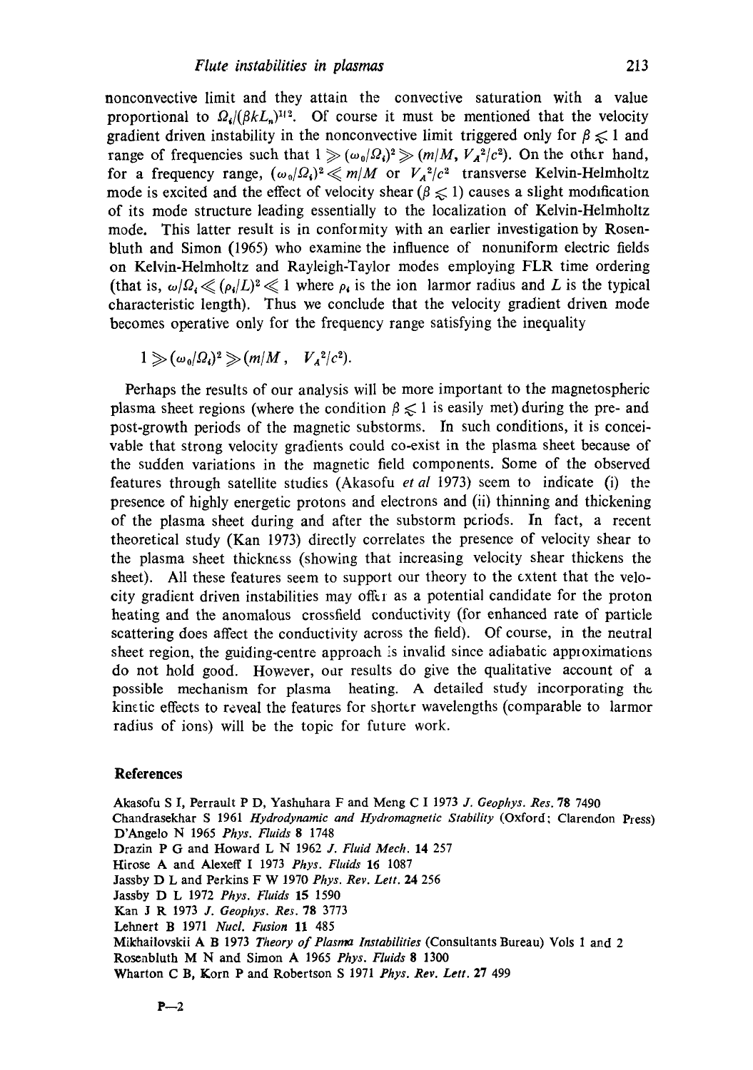nonconvective limit and they attain the convective saturation with a value proportional to $\Omega_i/(\beta k L_n)^{1/2}$. Of course it must be mentioned that the velocity gradient driven instability in the nonconvective limit triggered only for $\beta \lesssim 1$ and range of frequencies such that $1 \gg (\omega_0/\Omega_i)^2 \gg (m/M, V_A{}^2/c^2)$. On the other hand, for a frequency range, $(\omega_0/\Omega_i)^2 \ll m/M$ or $V_A{}^2/c^2$ transverse Kelvin-Helmholtz mode is excited and the effect of velocity shear ($\beta \lesssim 1$) causes a slight modification of its mode structure leading essentially to the localization of Kelvin-Helmholtz mode. This latter result is in conformity with an earlier investigation by Rosenbluth and Simon (1965) who examine the influence of nonuniform electric fields on Kelvin-Helmholtz and Rayleigh-Taylor modes employing FLR time ordering (that is, $\omega/\Omega_i \ll (\rho_i/L)^2 \ll 1$ where $\rho_i$ is the ion larmor radius and $L$ is the typical characteristic length). Thus we conclude that the velocity gradient driven mode becomes operative only for the frequency range satisfying the inequality

$$1 \gg (\omega_0/\Omega_i)^2 \gg (m/M, \quad V_A{}^2/c^2).$$

Perhaps the results of our analysis will be more important to the magnetospheric plasma sheet regions (where the condition $\beta \lesssim 1$ is easily met) during the pre- and post-growth periods of the magnetic substorms. In such conditions, it is conceivable that strong velocity gradients could co-exist in the plasma sheet because of the sudden variations in the magnetic field components. Some of the observed features through satellite studies (Akasofu *et al* 1973) seem to indicate (i) the presence of highly energetic protons and electrons and (ii) thinning and thickening of the plasma sheet during and after the substorm periods. In fact, a recent theoretical study (Kan 1973) directly correlates the presence of velocity shear to the plasma sheet thickness (showing that increasing velocity shear thickens the sheet). All these features seem to support our theory to the extent that the velocity gradient driven instabilities may offer as a potential candidate for the proton heating and the anomalous crossfield conductivity (for enhanced rate of particle scattering does affect the conductivity across the field). Of course, in the neutral sheet region, the guiding-centre approach is invalid since adiabatic approximations do not hold good. However, our results do give the qualitative account of a possible mechanism for plasma heating. A detailed study incorporating the kinetic effects to reveal the features for shorter wavelengths (comparable to larmor radius of ions) will be the topic for future work.

## References

Akasofu S I, Perrault P D, Yashuhara F and Meng C I 1973 *J. Geophys. Res.* **78** 7490

Chandrasekhar S 1961 *Hydrodynamic and Hydromagnetic Stability* (Oxford; Clarendon Press)

D'Angelo N 1965 *Phys. Fluids* **8** 1748

Drazin P G and Howard L N 1962 *J. Fluid Mech.* **14** 257

Hirose A and Alexeff I 1973 *Phys. Fluids* **16** 1087

Jassby D L and Perkins F W 1970 *Phys. Rev. Lett.* **24** 256

Jassby D L 1972 *Phys. Fluids* **15** 1590

Kan J R 1973 *J. Geophys. Res.* **78** 3773

Lehnert B 1971 *Nucl. Fusion* **11** 485

Mikhailovskii A B 1973 *Theory of Plasma Instabilities* (Consultants Bureau) Vols 1 and 2

Rosenbluth M N and Simon A 1965 *Phys. Fluids* **8** 1300

Wharton C B, Korn P and Robertson S 1971 *Phys. Rev. Lett.* **27** 499